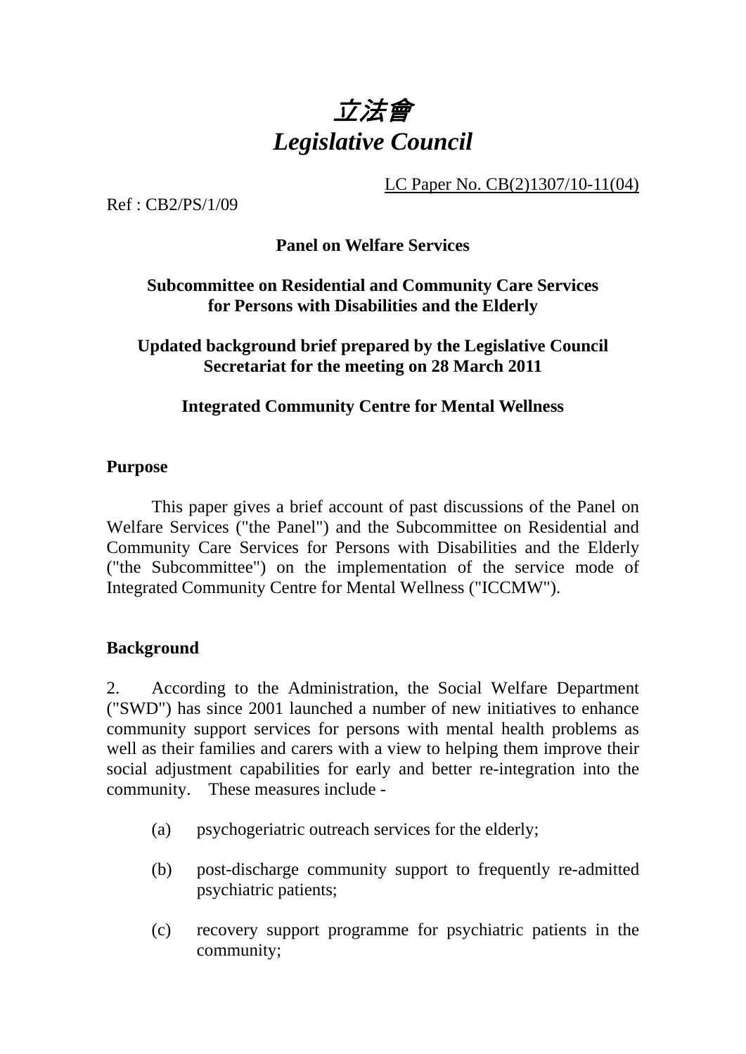# *立法會*
# *Legislative Council*

LC Paper No. CB(2)1307/10-11(04)

Ref : CB2/PS/1/09

**Panel on Welfare Services**

**Subcommittee on Residential and Community Care Services for Persons with Disabilities and the Elderly**

**Updated background brief prepared by the Legislative Council Secretariat for the meeting on 28 March 2011**

**Integrated Community Centre for Mental Wellness**

## Purpose

This paper gives a brief account of past discussions of the Panel on Welfare Services ("the Panel") and the Subcommittee on Residential and Community Care Services for Persons with Disabilities and the Elderly ("the Subcommittee") on the implementation of the service mode of Integrated Community Centre for Mental Wellness ("ICCMW").

## Background

2. According to the Administration, the Social Welfare Department ("SWD") has since 2001 launched a number of new initiatives to enhance community support services for persons with mental health problems as well as their families and carers with a view to helping them improve their social adjustment capabilities for early and better re-integration into the community. These measures include -

(a) psychogeriatric outreach services for the elderly;

(b) post-discharge community support to frequently re-admitted psychiatric patients;

(c) recovery support programme for psychiatric patients in the community;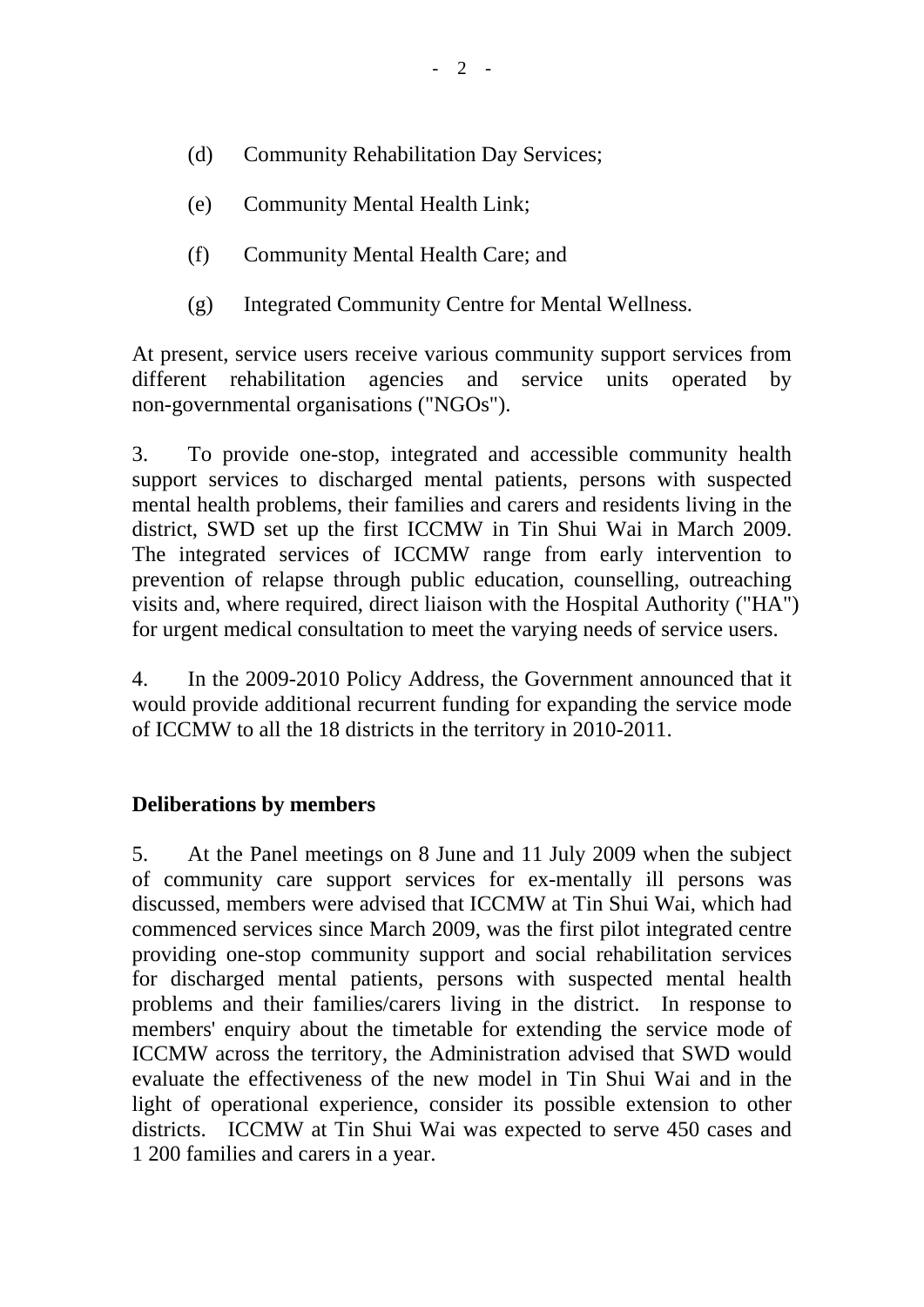(d) Community Rehabilitation Day Services;

(e) Community Mental Health Link;

(f) Community Mental Health Care; and

(g) Integrated Community Centre for Mental Wellness.

At present, service users receive various community support services from different rehabilitation agencies and service units operated by non-governmental organisations ("NGOs").

3. To provide one-stop, integrated and accessible community health support services to discharged mental patients, persons with suspected mental health problems, their families and carers and residents living in the district, SWD set up the first ICCMW in Tin Shui Wai in March 2009. The integrated services of ICCMW range from early intervention to prevention of relapse through public education, counselling, outreaching visits and, where required, direct liaison with the Hospital Authority ("HA") for urgent medical consultation to meet the varying needs of service users.

4. In the 2009-2010 Policy Address, the Government announced that it would provide additional recurrent funding for expanding the service mode of ICCMW to all the 18 districts in the territory in 2010-2011.

**Deliberations by members**

5. At the Panel meetings on 8 June and 11 July 2009 when the subject of community care support services for ex-mentally ill persons was discussed, members were advised that ICCMW at Tin Shui Wai, which had commenced services since March 2009, was the first pilot integrated centre providing one-stop community support and social rehabilitation services for discharged mental patients, persons with suspected mental health problems and their families/carers living in the district. In response to members' enquiry about the timetable for extending the service mode of ICCMW across the territory, the Administration advised that SWD would evaluate the effectiveness of the new model in Tin Shui Wai and in the light of operational experience, consider its possible extension to other districts. ICCMW at Tin Shui Wai was expected to serve 450 cases and 1 200 families and carers in a year.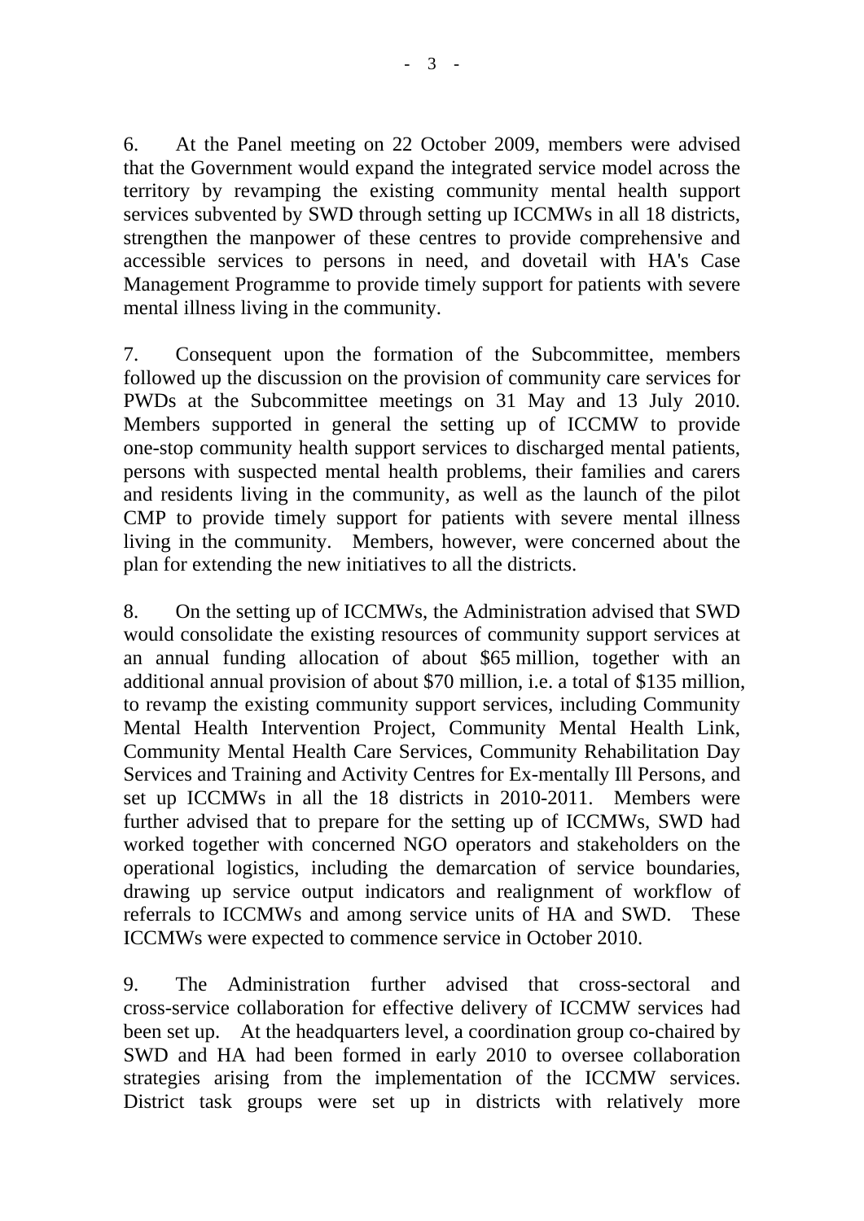6. At the Panel meeting on 22 October 2009, members were advised that the Government would expand the integrated service model across the territory by revamping the existing community mental health support services subvented by SWD through setting up ICCMWs in all 18 districts, strengthen the manpower of these centres to provide comprehensive and accessible services to persons in need, and dovetail with HA's Case Management Programme to provide timely support for patients with severe mental illness living in the community.

7. Consequent upon the formation of the Subcommittee, members followed up the discussion on the provision of community care services for PWDs at the Subcommittee meetings on 31 May and 13 July 2010. Members supported in general the setting up of ICCMW to provide one-stop community health support services to discharged mental patients, persons with suspected mental health problems, their families and carers and residents living in the community, as well as the launch of the pilot CMP to provide timely support for patients with severe mental illness living in the community. Members, however, were concerned about the plan for extending the new initiatives to all the districts.

8. On the setting up of ICCMWs, the Administration advised that SWD would consolidate the existing resources of community support services at an annual funding allocation of about $65 million, together with an additional annual provision of about $70 million, i.e. a total of $135 million, to revamp the existing community support services, including Community Mental Health Intervention Project, Community Mental Health Link, Community Mental Health Care Services, Community Rehabilitation Day Services and Training and Activity Centres for Ex-mentally Ill Persons, and set up ICCMWs in all the 18 districts in 2010-2011. Members were further advised that to prepare for the setting up of ICCMWs, SWD had worked together with concerned NGO operators and stakeholders on the operational logistics, including the demarcation of service boundaries, drawing up service output indicators and realignment of workflow of referrals to ICCMWs and among service units of HA and SWD. These ICCMWs were expected to commence service in October 2010.

9. The Administration further advised that cross-sectoral and cross-service collaboration for effective delivery of ICCMW services had been set up. At the headquarters level, a coordination group co-chaired by SWD and HA had been formed in early 2010 to oversee collaboration strategies arising from the implementation of the ICCMW services. District task groups were set up in districts with relatively more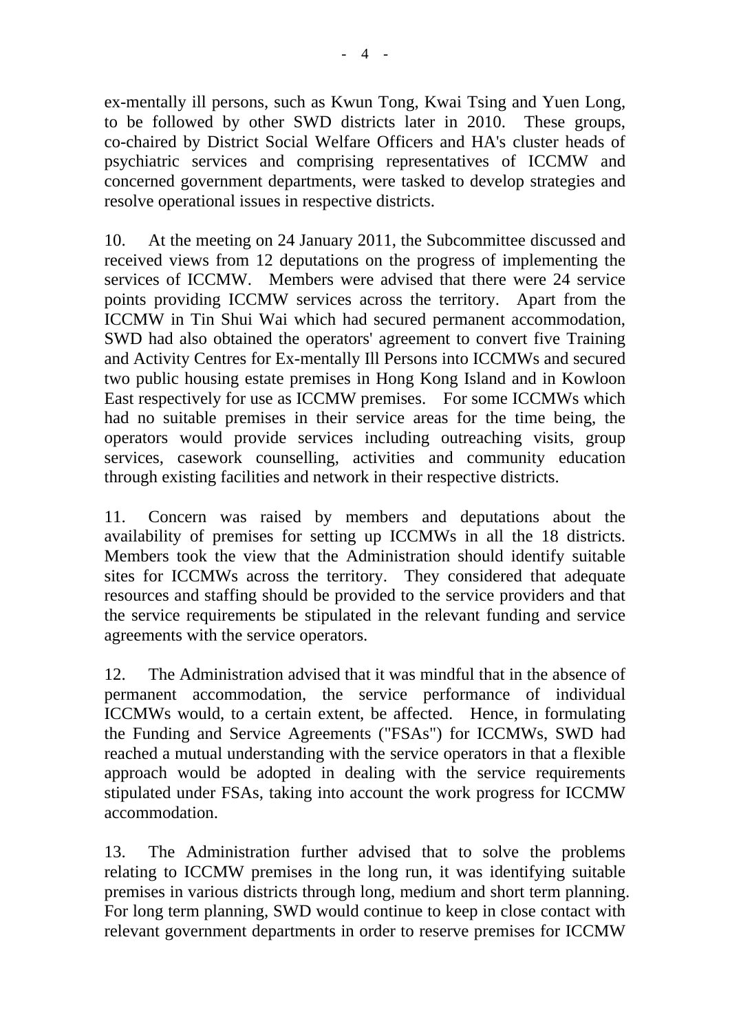ex-mentally ill persons, such as Kwun Tong, Kwai Tsing and Yuen Long, to be followed by other SWD districts later in 2010. These groups, co-chaired by District Social Welfare Officers and HA's cluster heads of psychiatric services and comprising representatives of ICCMW and concerned government departments, were tasked to develop strategies and resolve operational issues in respective districts.

10. At the meeting on 24 January 2011, the Subcommittee discussed and received views from 12 deputations on the progress of implementing the services of ICCMW. Members were advised that there were 24 service points providing ICCMW services across the territory. Apart from the ICCMW in Tin Shui Wai which had secured permanent accommodation, SWD had also obtained the operators' agreement to convert five Training and Activity Centres for Ex-mentally Ill Persons into ICCMWs and secured two public housing estate premises in Hong Kong Island and in Kowloon East respectively for use as ICCMW premises. For some ICCMWs which had no suitable premises in their service areas for the time being, the operators would provide services including outreaching visits, group services, casework counselling, activities and community education through existing facilities and network in their respective districts.

11. Concern was raised by members and deputations about the availability of premises for setting up ICCMWs in all the 18 districts. Members took the view that the Administration should identify suitable sites for ICCMWs across the territory. They considered that adequate resources and staffing should be provided to the service providers and that the service requirements be stipulated in the relevant funding and service agreements with the service operators.

12. The Administration advised that it was mindful that in the absence of permanent accommodation, the service performance of individual ICCMWs would, to a certain extent, be affected. Hence, in formulating the Funding and Service Agreements ("FSAs") for ICCMWs, SWD had reached a mutual understanding with the service operators in that a flexible approach would be adopted in dealing with the service requirements stipulated under FSAs, taking into account the work progress for ICCMW accommodation.

13. The Administration further advised that to solve the problems relating to ICCMW premises in the long run, it was identifying suitable premises in various districts through long, medium and short term planning. For long term planning, SWD would continue to keep in close contact with relevant government departments in order to reserve premises for ICCMW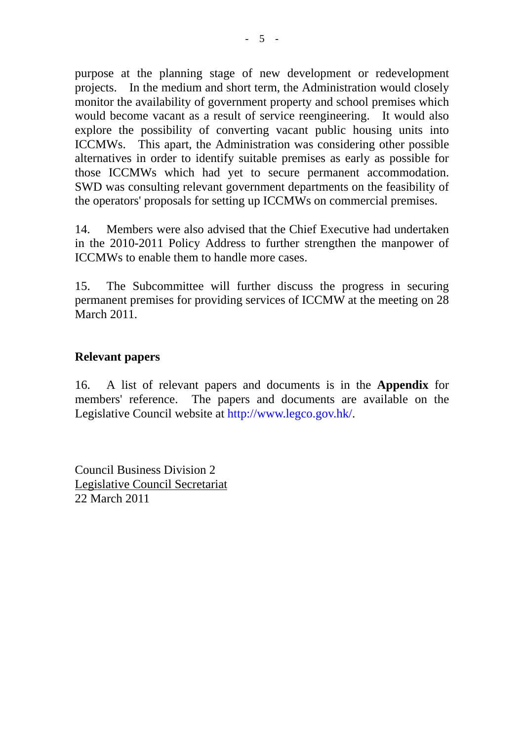purpose at the planning stage of new development or redevelopment projects. In the medium and short term, the Administration would closely monitor the availability of government property and school premises which would become vacant as a result of service reengineering. It would also explore the possibility of converting vacant public housing units into ICCMWs. This apart, the Administration was considering other possible alternatives in order to identify suitable premises as early as possible for those ICCMWs which had yet to secure permanent accommodation. SWD was consulting relevant government departments on the feasibility of the operators' proposals for setting up ICCMWs on commercial premises.

14. Members were also advised that the Chief Executive had undertaken in the 2010-2011 Policy Address to further strengthen the manpower of ICCMWs to enable them to handle more cases.

15. The Subcommittee will further discuss the progress in securing permanent premises for providing services of ICCMW at the meeting on 28 March 2011.

## Relevant papers

16. A list of relevant papers and documents is in the **Appendix** for members' reference. The papers and documents are available on the Legislative Council website at http://www.legco.gov.hk/.

Council Business Division 2
Legislative Council Secretariat
22 March 2011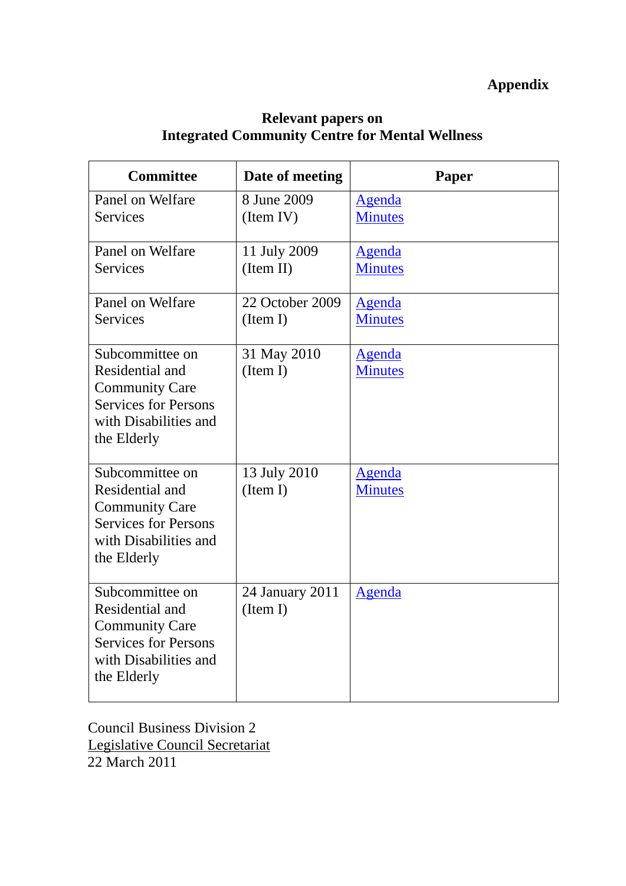**Appendix**

**Relevant papers on**
**Integrated Community Centre for Mental Wellness**

| Committee | Date of meeting | Paper |
|---|---|---|
| Panel on Welfare Services | 8 June 2009 (Item IV) | Agenda<br>Minutes |
| Panel on Welfare Services | 11 July 2009 (Item II) | Agenda<br>Minutes |
| Panel on Welfare Services | 22 October 2009 (Item I) | Agenda<br>Minutes |
| Subcommittee on Residential and Community Care Services for Persons with Disabilities and the Elderly | 31 May 2010 (Item I) | Agenda<br>Minutes |
| Subcommittee on Residential and Community Care Services for Persons with Disabilities and the Elderly | 13 July 2010 (Item I) | Agenda<br>Minutes |
| Subcommittee on Residential and Community Care Services for Persons with Disabilities and the Elderly | 24 January 2011 (Item I) | Agenda |

Council Business Division 2
Legislative Council Secretariat
22 March 2011